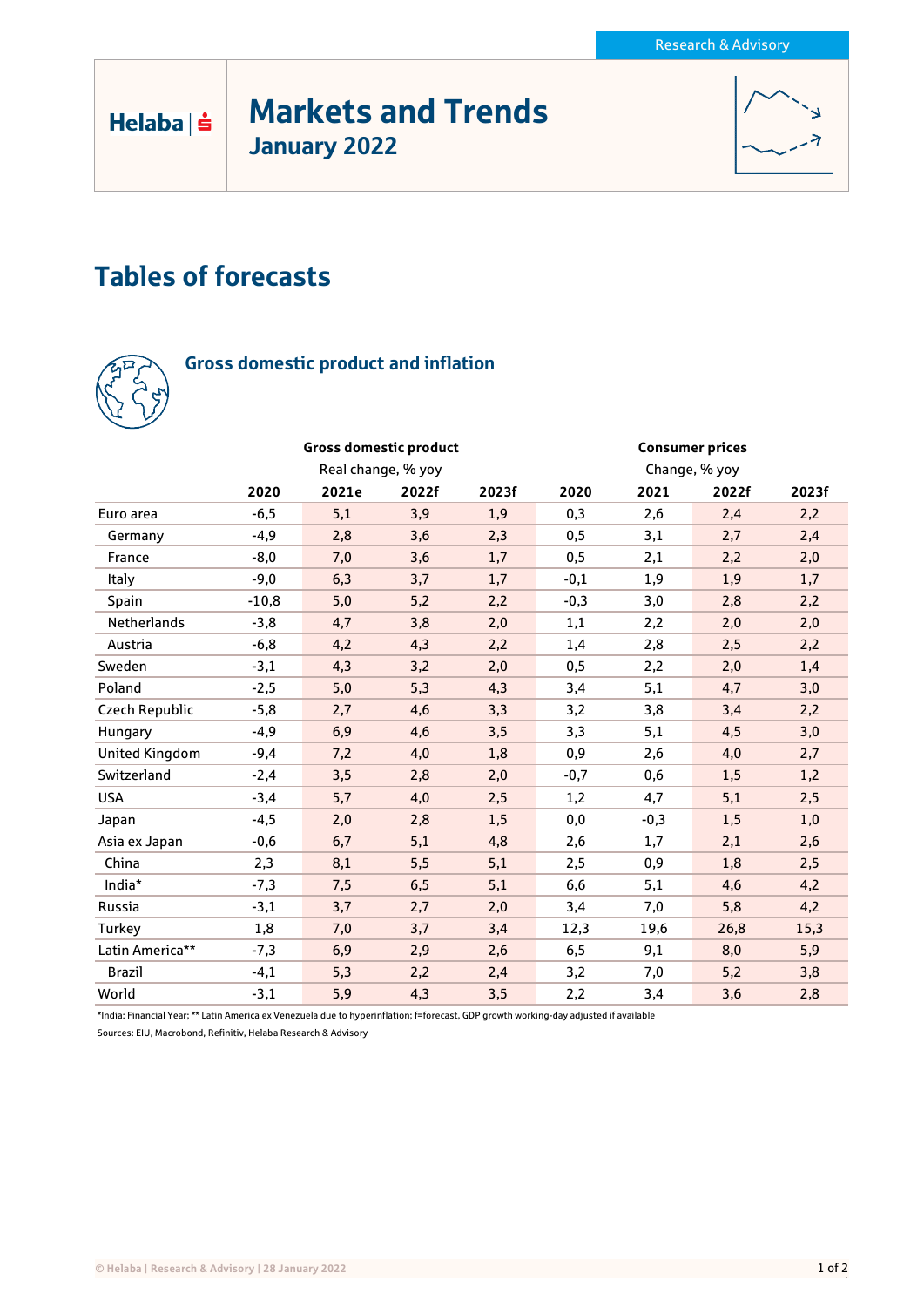Research & Advisory

Helaba

# Markets and Trends

## January 2022

# Tables of forecasts

### Gross domestic product and inflation

| | Gross domestic product | | | | Consumer prices | | | |
|---|---|---|---|---|---|---|---|---|
| | Real change, % yoy | | | | Change, % yoy | | | |
| | 2020 | 2021e | 2022f | 2023f | 2020 | 2021 | 2022f | 2023f |
| Euro area | -6,5 | 5,1 | 3,9 | 1,9 | 0,3 | 2,6 | 2,4 | 2,2 |
| Germany | -4,9 | 2,8 | 3,6 | 2,3 | 0,5 | 3,1 | 2,7 | 2,4 |
| France | -8,0 | 7,0 | 3,6 | 1,7 | 0,5 | 2,1 | 2,2 | 2,0 |
| Italy | -9,0 | 6,3 | 3,7 | 1,7 | -0,1 | 1,9 | 1,9 | 1,7 |
| Spain | -10,8 | 5,0 | 5,2 | 2,2 | -0,3 | 3,0 | 2,8 | 2,2 |
| Netherlands | -3,8 | 4,7 | 3,8 | 2,0 | 1,1 | 2,2 | 2,0 | 2,0 |
| Austria | -6,8 | 4,2 | 4,3 | 2,2 | 1,4 | 2,8 | 2,5 | 2,2 |
| Sweden | -3,1 | 4,3 | 3,2 | 2,0 | 0,5 | 2,2 | 2,0 | 1,4 |
| Poland | -2,5 | 5,0 | 5,3 | 4,3 | 3,4 | 5,1 | 4,7 | 3,0 |
| Czech Republic | -5,8 | 2,7 | 4,6 | 3,3 | 3,2 | 3,8 | 3,4 | 2,2 |
| Hungary | -4,9 | 6,9 | 4,6 | 3,5 | 3,3 | 5,1 | 4,5 | 3,0 |
| United Kingdom | -9,4 | 7,2 | 4,0 | 1,8 | 0,9 | 2,6 | 4,0 | 2,7 |
| Switzerland | -2,4 | 3,5 | 2,8 | 2,0 | -0,7 | 0,6 | 1,5 | 1,2 |
| USA | -3,4 | 5,7 | 4,0 | 2,5 | 1,2 | 4,7 | 5,1 | 2,5 |
| Japan | -4,5 | 2,0 | 2,8 | 1,5 | 0,0 | -0,3 | 1,5 | 1,0 |
| Asia ex Japan | -0,6 | 6,7 | 5,1 | 4,8 | 2,6 | 1,7 | 2,1 | 2,6 |
| China | 2,3 | 8,1 | 5,5 | 5,1 | 2,5 | 0,9 | 1,8 | 2,5 |
| India* | -7,3 | 7,5 | 6,5 | 5,1 | 6,6 | 5,1 | 4,6 | 4,2 |
| Russia | -3,1 | 3,7 | 2,7 | 2,0 | 3,4 | 7,0 | 5,8 | 4,2 |
| Turkey | 1,8 | 7,0 | 3,7 | 3,4 | 12,3 | 19,6 | 26,8 | 15,3 |
| Latin America** | -7,3 | 6,9 | 2,9 | 2,6 | 6,5 | 9,1 | 8,0 | 5,9 |
| Brazil | -4,1 | 5,3 | 2,2 | 2,4 | 3,2 | 7,0 | 5,2 | 3,8 |
| World | -3,1 | 5,9 | 4,3 | 3,5 | 2,2 | 3,4 | 3,6 | 2,8 |

*India: Financial Year; ** Latin America ex Venezuela due to hyperinflation; f=forecast, GDP growth working-day adjusted if available

Sources: EIU, Macrobond, Refinitiv, Helaba Research & Advisory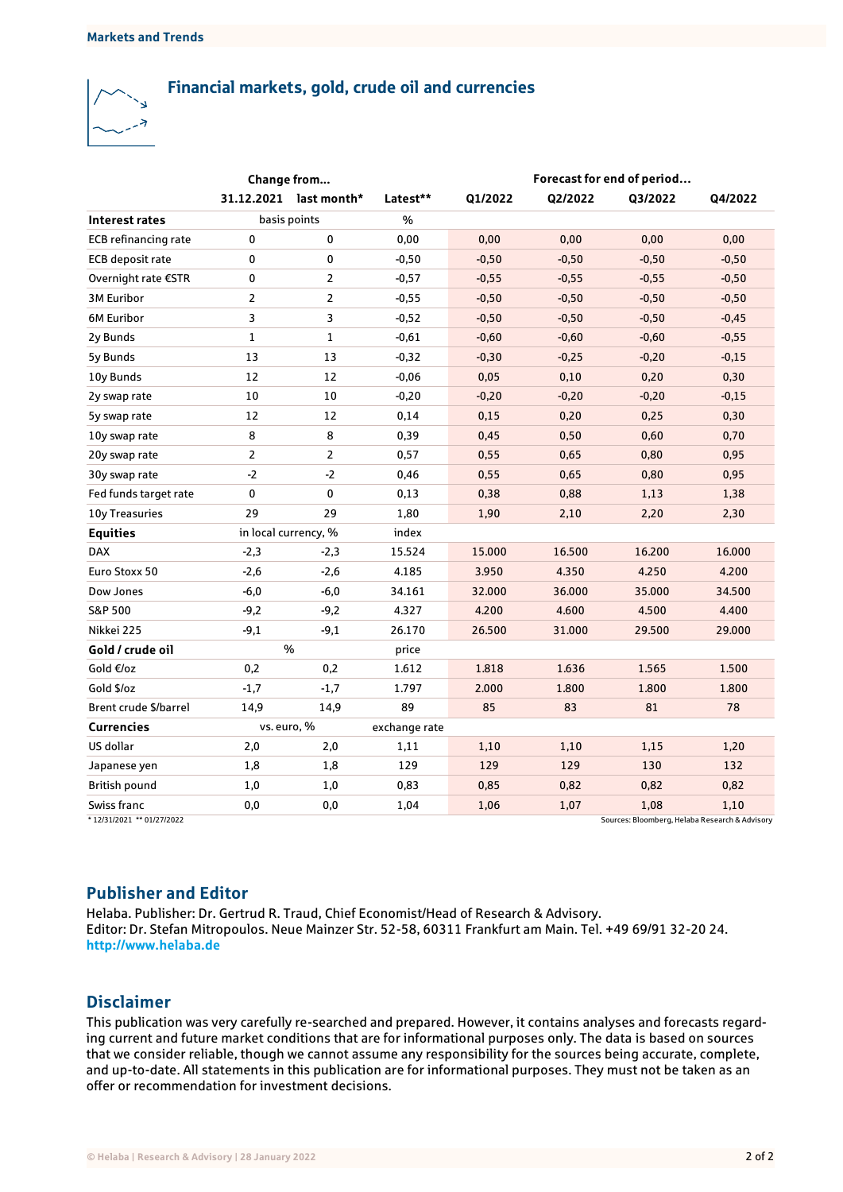# Financial markets, gold, crude oil and currencies

| | Change from... | | | Forecast for end of period... | | | |
|---|---|---|---|---|---|---|---|
| | 31.12.2021 | last month* | Latest** | Q1/2022 | Q2/2022 | Q3/2022 | Q4/2022 |
| **Interest rates** | basis points | | % | | | | |
| ECB refinancing rate | 0 | 0 | 0,00 | 0,00 | 0,00 | 0,00 | 0,00 |
| ECB deposit rate | 0 | 0 | -0,50 | -0,50 | -0,50 | -0,50 | -0,50 |
| Overnight rate €STR | 0 | 2 | -0,57 | -0,55 | -0,55 | -0,55 | -0,50 |
| 3M Euribor | 2 | 2 | -0,55 | -0,50 | -0,50 | -0,50 | -0,50 |
| 6M Euribor | 3 | 3 | -0,52 | -0,50 | -0,50 | -0,50 | -0,45 |
| 2y Bunds | 1 | 1 | -0,61 | -0,60 | -0,60 | -0,60 | -0,55 |
| 5y Bunds | 13 | 13 | -0,32 | -0,30 | -0,25 | -0,20 | -0,15 |
| 10y Bunds | 12 | 12 | -0,06 | 0,05 | 0,10 | 0,20 | 0,30 |
| 2y swap rate | 10 | 10 | -0,20 | -0,20 | -0,20 | -0,20 | -0,15 |
| 5y swap rate | 12 | 12 | 0,14 | 0,15 | 0,20 | 0,25 | 0,30 |
| 10y swap rate | 8 | 8 | 0,39 | 0,45 | 0,50 | 0,60 | 0,70 |
| 20y swap rate | 2 | 2 | 0,57 | 0,55 | 0,65 | 0,80 | 0,95 |
| 30y swap rate | -2 | -2 | 0,46 | 0,55 | 0,65 | 0,80 | 0,95 |
| Fed funds target rate | 0 | 0 | 0,13 | 0,38 | 0,88 | 1,13 | 1,38 |
| 10y Treasuries | 29 | 29 | 1,80 | 1,90 | 2,10 | 2,20 | 2,30 |
| **Equities** | in local currency, % | | index | | | | |
| DAX | -2,3 | -2,3 | 15.524 | 15.000 | 16.500 | 16.200 | 16.000 |
| Euro Stoxx 50 | -2,6 | -2,6 | 4.185 | 3.950 | 4.350 | 4.250 | 4.200 |
| Dow Jones | -6,0 | -6,0 | 34.161 | 32.000 | 36.000 | 35.000 | 34.500 |
| S&P 500 | -9,2 | -9,2 | 4.327 | 4.200 | 4.600 | 4.500 | 4.400 |
| Nikkei 225 | -9,1 | -9,1 | 26.170 | 26.500 | 31.000 | 29.500 | 29.000 |
| **Gold / crude oil** | % | | price | | | | |
| Gold €/oz | 0,2 | 0,2 | 1.612 | 1.818 | 1.636 | 1.565 | 1.500 |
| Gold $/oz | -1,7 | -1,7 | 1.797 | 2.000 | 1.800 | 1.800 | 1.800 |
| Brent crude $/barrel | 14,9 | 14,9 | 89 | 85 | 83 | 81 | 78 |
| **Currencies** | vs. euro, % | | exchange rate | | | | |
| US dollar | 2,0 | 2,0 | 1,11 | 1,10 | 1,10 | 1,15 | 1,20 |
| Japanese yen | 1,8 | 1,8 | 129 | 129 | 129 | 130 | 132 |
| British pound | 1,0 | 1,0 | 0,83 | 0,85 | 0,82 | 0,82 | 0,82 |
| Swiss franc | 0,0 | 0,0 | 1,04 | 1,06 | 1,07 | 1,08 | 1,10 |

\* 12/31/2021 \*\* 01/27/2022

Sources: Bloomberg, Helaba Research & Advisory

## Publisher and Editor

Helaba. Publisher: Dr. Gertrud R. Traud, Chief Economist/Head of Research & Advisory.
Editor: Dr. Stefan Mitropoulos. Neue Mainzer Str. 52-58, 60311 Frankfurt am Main. Tel. +49 69/91 32-20 24.
http://www.helaba.de

## Disclaimer

This publication was very carefully re-searched and prepared. However, it contains analyses and forecasts regarding current and future market conditions that are for informational purposes only. The data is based on sources that we consider reliable, though we cannot assume any responsibility for the sources being accurate, complete, and up-to-date. All statements in this publication are for informational purposes. They must not be taken as an offer or recommendation for investment decisions.